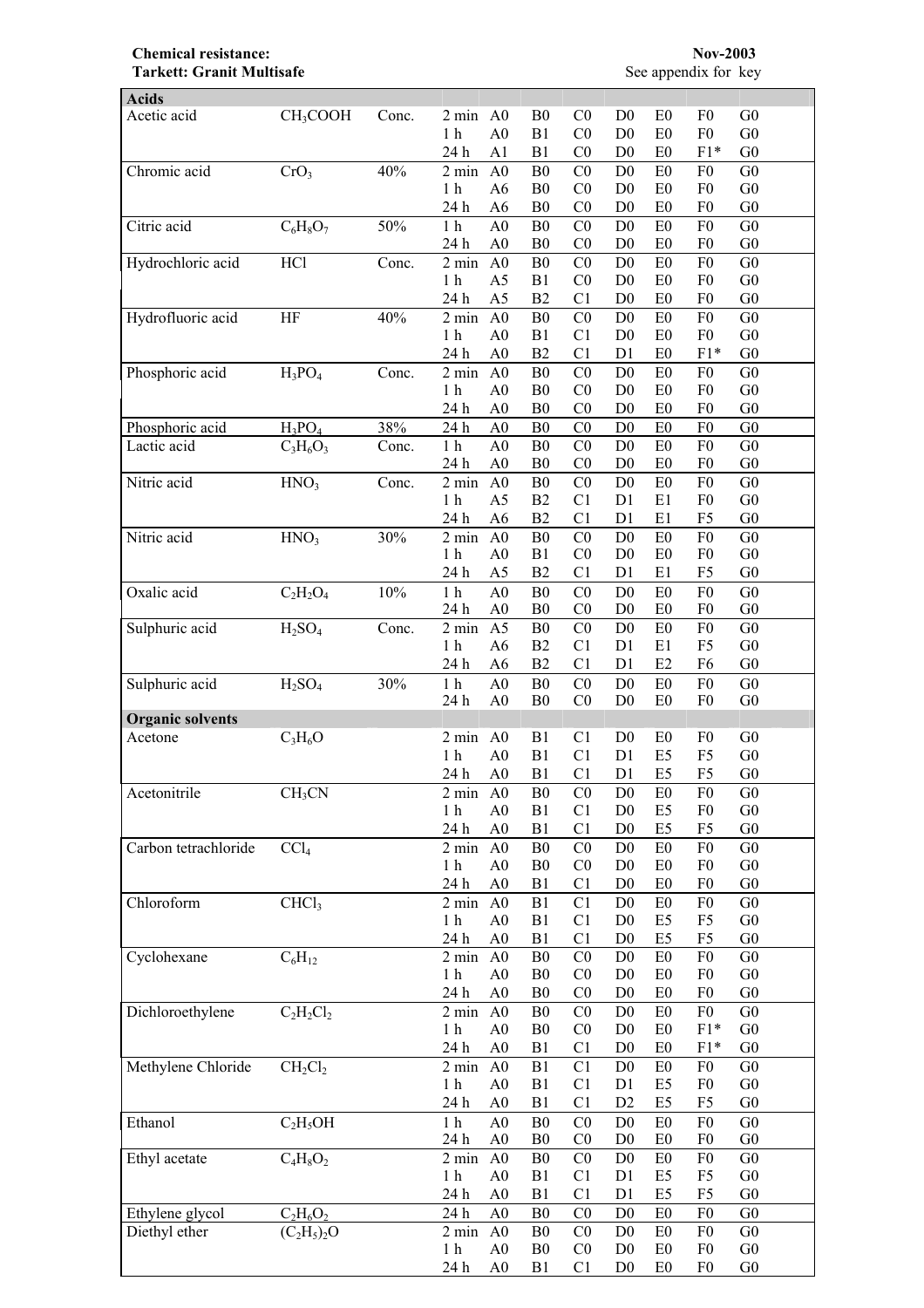**Chemical resistance:**
**Tarkett: Granit Multisafe**

**Nov-2003**
See appendix for key

| | | | | | | | | | | |
|---|---|---|---|---|---|---|---|---|---|---|
| **Acids** | | | | | | | | | | |
| Acetic acid | $CH_3COOH$ | Conc. | 2 min | A0 | B0 | C0 | D0 | E0 | F0 | G0 |
| | | | 1 h | A0 | B1 | C0 | D0 | E0 | F0 | G0 |
| | | | 24 h | A1 | B1 | C0 | D0 | E0 | F1* | G0 |
| Chromic acid | $CrO_3$ | 40% | 2 min | A0 | B0 | C0 | D0 | E0 | F0 | G0 |
| | | | 1 h | A6 | B0 | C0 | D0 | E0 | F0 | G0 |
| | | | 24 h | A6 | B0 | C0 | D0 | E0 | F0 | G0 |
| Citric acid | $C_6H_8O_7$ | 50% | 1 h | A0 | B0 | C0 | D0 | E0 | F0 | G0 |
| | | | 24 h | A0 | B0 | C0 | D0 | E0 | F0 | G0 |
| Hydrochloric acid | $HCl$ | Conc. | 2 min | A0 | B0 | C0 | D0 | E0 | F0 | G0 |
| | | | 1 h | A5 | B1 | C0 | D0 | E0 | F0 | G0 |
| | | | 24 h | A5 | B2 | C1 | D0 | E0 | F0 | G0 |
| Hydrofluoric acid | $HF$ | 40% | 2 min | A0 | B0 | C0 | D0 | E0 | F0 | G0 |
| | | | 1 h | A0 | B1 | C1 | D0 | E0 | F0 | G0 |
| | | | 24 h | A0 | B2 | C1 | D1 | E0 | F1* | G0 |
| Phosphoric acid | $H_3PO_4$ | Conc. | 2 min | A0 | B0 | C0 | D0 | E0 | F0 | G0 |
| | | | 1 h | A0 | B0 | C0 | D0 | E0 | F0 | G0 |
| | | | 24 h | A0 | B0 | C0 | D0 | E0 | F0 | G0 |
| Phosphoric acid | $H_3PO_4$ | 38% | 24 h | A0 | B0 | C0 | D0 | E0 | F0 | G0 |
| Lactic acid | $C_3H_6O_3$ | Conc. | 1 h | A0 | B0 | C0 | D0 | E0 | F0 | G0 |
| | | | 24 h | A0 | B0 | C0 | D0 | E0 | F0 | G0 |
| Nitric acid | $HNO_3$ | Conc. | 2 min | A0 | B0 | C0 | D0 | E0 | F0 | G0 |
| | | | 1 h | A5 | B2 | C1 | D1 | E1 | F0 | G0 |
| | | | 24 h | A6 | B2 | C1 | D1 | E1 | F5 | G0 |
| Nitric acid | $HNO_3$ | 30% | 2 min | A0 | B0 | C0 | D0 | E0 | F0 | G0 |
| | | | 1 h | A0 | B1 | C0 | D0 | E0 | F0 | G0 |
| | | | 24 h | A5 | B2 | C1 | D1 | E1 | F5 | G0 |
| Oxalic acid | $C_2H_2O_4$ | 10% | 1 h | A0 | B0 | C0 | D0 | E0 | F0 | G0 |
| | | | 24 h | A0 | B0 | C0 | D0 | E0 | F0 | G0 |
| Sulphuric acid | $H_2SO_4$ | Conc. | 2 min | A5 | B0 | C0 | D0 | E0 | F0 | G0 |
| | | | 1 h | A6 | B2 | C1 | D1 | E1 | F5 | G0 |
| | | | 24 h | A6 | B2 | C1 | D1 | E2 | F6 | G0 |
| Sulphuric acid | $H_2SO_4$ | 30% | 1 h | A0 | B0 | C0 | D0 | E0 | F0 | G0 |
| | | | 24 h | A0 | B0 | C0 | D0 | E0 | F0 | G0 |
| **Organic solvents** | | | | | | | | | | |
| Acetone | $C_3H_6O$ | | 2 min | A0 | B1 | C1 | D0 | E0 | F0 | G0 |
| | | | 1 h | A0 | B1 | C1 | D1 | E5 | F5 | G0 |
| | | | 24 h | A0 | B1 | C1 | D1 | E5 | F5 | G0 |
| Acetonitrile | $CH_3CN$ | | 2 min | A0 | B0 | C0 | D0 | E0 | F0 | G0 |
| | | | 1 h | A0 | B1 | C1 | D0 | E5 | F0 | G0 |
| | | | 24 h | A0 | B1 | C1 | D0 | E5 | F5 | G0 |
| Carbon tetrachloride | $CCl_4$ | | 2 min | A0 | B0 | C0 | D0 | E0 | F0 | G0 |
| | | | 1 h | A0 | B0 | C0 | D0 | E0 | F0 | G0 |
| | | | 24 h | A0 | B1 | C1 | D0 | E0 | F0 | G0 |
| Chloroform | $CHCl_3$ | | 2 min | A0 | B1 | C1 | D0 | E0 | F0 | G0 |
| | | | 1 h | A0 | B1 | C1 | D0 | E5 | F5 | G0 |
| | | | 24 h | A0 | B1 | C1 | D0 | E5 | F5 | G0 |
| Cyclohexane | $C_6H_{12}$ | | 2 min | A0 | B0 | C0 | D0 | E0 | F0 | G0 |
| | | | 1 h | A0 | B0 | C0 | D0 | E0 | F0 | G0 |
| | | | 24 h | A0 | B0 | C0 | D0 | E0 | F0 | G0 |
| Dichloroethylene | $C_2H_2Cl_2$ | | 2 min | A0 | B0 | C0 | D0 | E0 | F0 | G0 |
| | | | 1 h | A0 | B0 | C0 | D0 | E0 | F1* | G0 |
| | | | 24 h | A0 | B1 | C1 | D0 | E0 | F1* | G0 |
| Methylene Chloride | $CH_2Cl_2$ | | 2 min | A0 | B1 | C1 | D0 | E0 | F0 | G0 |
| | | | 1 h | A0 | B1 | C1 | D1 | E5 | F0 | G0 |
| | | | 24 h | A0 | B1 | C1 | D2 | E5 | F5 | G0 |
| Ethanol | $C_2H_5OH$ | | 1 h | A0 | B0 | C0 | D0 | E0 | F0 | G0 |
| | | | 24 h | A0 | B0 | C0 | D0 | E0 | F0 | G0 |
| Ethyl acetate | $C_4H_8O_2$ | | 2 min | A0 | B0 | C0 | D0 | E0 | F0 | G0 |
| | | | 1 h | A0 | B1 | C1 | D1 | E5 | F5 | G0 |
| | | | 24 h | A0 | B1 | C1 | D1 | E5 | F5 | G0 |
| Ethylene glycol | $C_2H_6O_2$ | | 24 h | A0 | B0 | C0 | D0 | E0 | F0 | G0 |
| Diethyl ether | $(C_2H_5)_2O$ | | 2 min | A0 | B0 | C0 | D0 | E0 | F0 | G0 |
| | | | 1 h | A0 | B0 | C0 | D0 | E0 | F0 | G0 |
| | | | 24 h | A0 | B1 | C1 | D0 | E0 | F0 | G0 |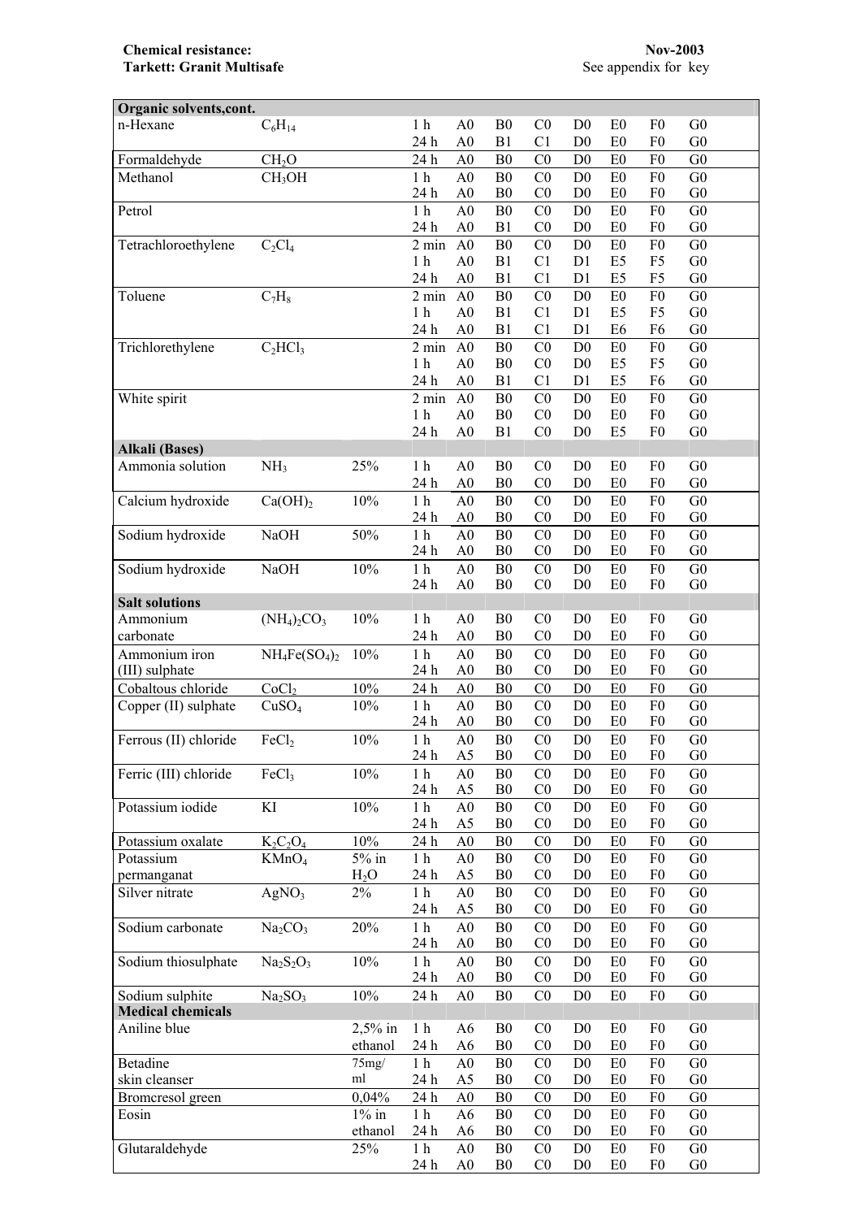**Chemical resistance:**
**Tarkett: Granit Multisafe**

**Nov-2003**
See appendix for key

| Organic solvents,cont. | | | | | | | | | | |
|---|---|---|---|---|---|---|---|---|---|---|
| n-Hexane | $C_6H_{14}$ | | 1 h | A0 | B0 | C0 | D0 | E0 | F0 | G0 |
| | | | 24 h | A0 | B1 | C1 | D0 | E0 | F0 | G0 |
| Formaldehyde | $CH_2O$ | | 24 h | A0 | B0 | C0 | D0 | E0 | F0 | G0 |
| Methanol | $CH_3OH$ | | 1 h | A0 | B0 | C0 | D0 | E0 | F0 | G0 |
| | | | 24 h | A0 | B0 | C0 | D0 | E0 | F0 | G0 |
| Petrol | | | 1 h | A0 | B0 | C0 | D0 | E0 | F0 | G0 |
| | | | 24 h | A0 | B1 | C0 | D0 | E0 | F0 | G0 |
| Tetrachloroethylene | $C_2Cl_4$ | | 2 min | A0 | B0 | C0 | D0 | E0 | F0 | G0 |
| | | | 1 h | A0 | B1 | C1 | D1 | E5 | F5 | G0 |
| | | | 24 h | A0 | B1 | C1 | D1 | E5 | F5 | G0 |
| Toluene | $C_7H_8$ | | 2 min | A0 | B0 | C0 | D0 | E0 | F0 | G0 |
| | | | 1 h | A0 | B1 | C1 | D1 | E5 | F5 | G0 |
| | | | 24 h | A0 | B1 | C1 | D1 | E6 | F6 | G0 |
| Trichlorethylene | $C_2HCl_3$ | | 2 min | A0 | B0 | C0 | D0 | E0 | F0 | G0 |
| | | | 1 h | A0 | B0 | C0 | D0 | E5 | F5 | G0 |
| | | | 24 h | A0 | B1 | C1 | D1 | E5 | F6 | G0 |
| White spirit | | | 2 min | A0 | B0 | C0 | D0 | E0 | F0 | G0 |
| | | | 1 h | A0 | B0 | C0 | D0 | E0 | F0 | G0 |
| | | | 24 h | A0 | B1 | C0 | D0 | E5 | F0 | G0 |
| **Alkali (Bases)** | | | | | | | | | | |
| Ammonia solution | $NH_3$ | 25% | 1 h | A0 | B0 | C0 | D0 | E0 | F0 | G0 |
| | | | 24 h | A0 | B0 | C0 | D0 | E0 | F0 | G0 |
| Calcium hydroxide | $Ca(OH)_2$ | 10% | 1 h | A0 | B0 | C0 | D0 | E0 | F0 | G0 |
| | | | 24 h | A0 | B0 | C0 | D0 | E0 | F0 | G0 |
| Sodium hydroxide | NaOH | 50% | 1 h | A0 | B0 | C0 | D0 | E0 | F0 | G0 |
| | | | 24 h | A0 | B0 | C0 | D0 | E0 | F0 | G0 |
| Sodium hydroxide | NaOH | 10% | 1 h | A0 | B0 | C0 | D0 | E0 | F0 | G0 |
| | | | 24 h | A0 | B0 | C0 | D0 | E0 | F0 | G0 |
| **Salt solutions** | | | | | | | | | | |
| Ammonium carbonate | $(NH_4)_2CO_3$ | 10% | 1 h | A0 | B0 | C0 | D0 | E0 | F0 | G0 |
| | | | 24 h | A0 | B0 | C0 | D0 | E0 | F0 | G0 |
| Ammonium iron (III) sulphate | $NH_4Fe(SO_4)_2$ | 10% | 1 h | A0 | B0 | C0 | D0 | E0 | F0 | G0 |
| | | | 24 h | A0 | B0 | C0 | D0 | E0 | F0 | G0 |
| Cobaltous chloride | $CoCl_2$ | 10% | 24 h | A0 | B0 | C0 | D0 | E0 | F0 | G0 |
| Copper (II) sulphate | $CuSO_4$ | 10% | 1 h | A0 | B0 | C0 | D0 | E0 | F0 | G0 |
| | | | 24 h | A0 | B0 | C0 | D0 | E0 | F0 | G0 |
| Ferrous (II) chloride | $FeCl_2$ | 10% | 1 h | A0 | B0 | C0 | D0 | E0 | F0 | G0 |
| | | | 24 h | A5 | B0 | C0 | D0 | E0 | F0 | G0 |
| Ferric (III) chloride | $FeCl_3$ | 10% | 1 h | A0 | B0 | C0 | D0 | E0 | F0 | G0 |
| | | | 24 h | A5 | B0 | C0 | D0 | E0 | F0 | G0 |
| Potassium iodide | KI | 10% | 1 h | A0 | B0 | C0 | D0 | E0 | F0 | G0 |
| | | | 24 h | A5 | B0 | C0 | D0 | E0 | F0 | G0 |
| Potassium oxalate | $K_2C_2O_4$ | 10% | 24 h | A0 | B0 | C0 | D0 | E0 | F0 | G0 |
| Potassium permanganat | $KMnO_4$ | 5% in $H_2O$ | 1 h | A0 | B0 | C0 | D0 | E0 | F0 | G0 |
| | | | 24 h | A5 | B0 | C0 | D0 | E0 | F0 | G0 |
| Silver nitrate | $AgNO_3$ | 2% | 1 h | A0 | B0 | C0 | D0 | E0 | F0 | G0 |
| | | | 24 h | A5 | B0 | C0 | D0 | E0 | F0 | G0 |
| Sodium carbonate | $Na_2CO_3$ | 20% | 1 h | A0 | B0 | C0 | D0 | E0 | F0 | G0 |
| | | | 24 h | A0 | B0 | C0 | D0 | E0 | F0 | G0 |
| Sodium thiosulphate | $Na_2S_2O_3$ | 10% | 1 h | A0 | B0 | C0 | D0 | E0 | F0 | G0 |
| | | | 24 h | A0 | B0 | C0 | D0 | E0 | F0 | G0 |
| Sodium sulphite | $Na_2SO_3$ | 10% | 24 h | A0 | B0 | C0 | D0 | E0 | F0 | G0 |
| **Medical chemicals** | | | | | | | | | | |
| Aniline blue | | 2,5% in ethanol | 1 h | A6 | B0 | C0 | D0 | E0 | F0 | G0 |
| | | | 24 h | A6 | B0 | C0 | D0 | E0 | F0 | G0 |
| Betadine skin cleanser | | 75mg/ml | 1 h | A0 | B0 | C0 | D0 | E0 | F0 | G0 |
| | | | 24 h | A5 | B0 | C0 | D0 | E0 | F0 | G0 |
| Bromcresol green | | 0,04% | 24 h | A0 | B0 | C0 | D0 | E0 | F0 | G0 |
| Eosin | | 1% in ethanol | 1 h | A6 | B0 | C0 | D0 | E0 | F0 | G0 |
| | | | 24 h | A6 | B0 | C0 | D0 | E0 | F0 | G0 |
| Glutaraldehyde | | 25% | 1 h | A0 | B0 | C0 | D0 | E0 | F0 | G0 |
| | | | 24 h | A0 | B0 | C0 | D0 | E0 | F0 | G0 |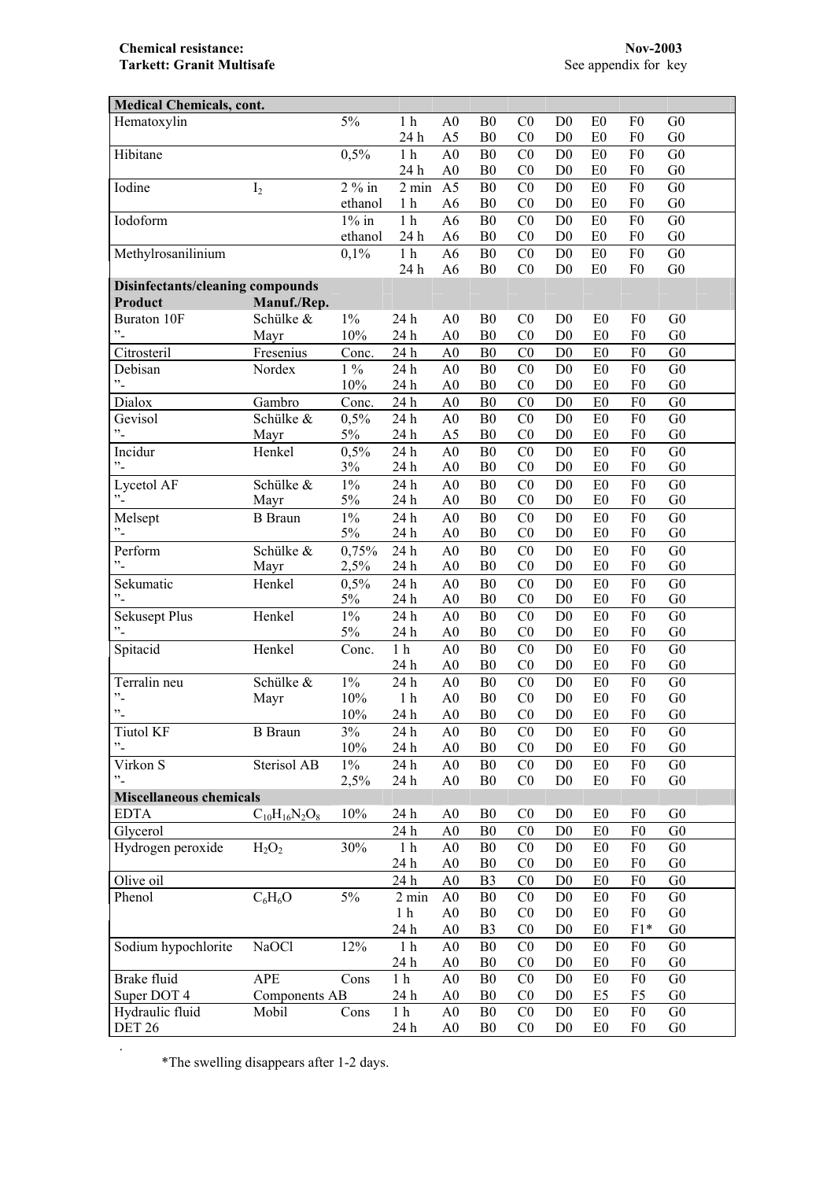**Chemical resistance:**
**Tarkett: Granit Multisafe**

**Nov-2003**
See appendix for key

| **Medical Chemicals, cont.** | | | | | | | | | | |
|---|---|---|---|---|---|---|---|---|---|---|
| Hematoxylin | | 5% | 1 h | A0 | B0 | C0 | D0 | E0 | F0 | G0 |
| | | | 24 h | A5 | B0 | C0 | D0 | E0 | F0 | G0 |
| Hibitane | | 0,5% | 1 h | A0 | B0 | C0 | D0 | E0 | F0 | G0 |
| | | | 24 h | A0 | B0 | C0 | D0 | E0 | F0 | G0 |
| Iodine | $I_2$ | 2 % in | 2 min | A5 | B0 | C0 | D0 | E0 | F0 | G0 |
| | | ethanol | 1 h | A6 | B0 | C0 | D0 | E0 | F0 | G0 |
| Iodoform | | 1% in | 1 h | A6 | B0 | C0 | D0 | E0 | F0 | G0 |
| | | ethanol | 24 h | A6 | B0 | C0 | D0 | E0 | F0 | G0 |
| Methylrosanilinium | | 0,1% | 1 h | A6 | B0 | C0 | D0 | E0 | F0 | G0 |
| | | | 24 h | A6 | B0 | C0 | D0 | E0 | F0 | G0 |
| **Disinfectants/cleaning compounds** | | | | | | | | | | |
| **Product** | **Manuf./Rep.** | | | | | | | | | |
| Buraton 10F | Schülke & | 1% | 24 h | A0 | B0 | C0 | D0 | E0 | F0 | G0 |
| ”- | Mayr | 10% | 24 h | A0 | B0 | C0 | D0 | E0 | F0 | G0 |
| Citrosteril | Fresenius | Conc. | 24 h | A0 | B0 | C0 | D0 | E0 | F0 | G0 |
| Debisan | Nordex | 1 % | 24 h | A0 | B0 | C0 | D0 | E0 | F0 | G0 |
| ”- | | 10% | 24 h | A0 | B0 | C0 | D0 | E0 | F0 | G0 |
| Dialox | Gambro | Conc. | 24 h | A0 | B0 | C0 | D0 | E0 | F0 | G0 |
| Gevisol | Schülke & | 0,5% | 24 h | A0 | B0 | C0 | D0 | E0 | F0 | G0 |
| ”- | Mayr | 5% | 24 h | A5 | B0 | C0 | D0 | E0 | F0 | G0 |
| Incidur | Henkel | 0,5% | 24 h | A0 | B0 | C0 | D0 | E0 | F0 | G0 |
| ”- | | 3% | 24 h | A0 | B0 | C0 | D0 | E0 | F0 | G0 |
| Lycetol AF | Schülke & | 1% | 24 h | A0 | B0 | C0 | D0 | E0 | F0 | G0 |
| ”- | Mayr | 5% | 24 h | A0 | B0 | C0 | D0 | E0 | F0 | G0 |
| Melsept | B Braun | 1% | 24 h | A0 | B0 | C0 | D0 | E0 | F0 | G0 |
| ”- | | 5% | 24 h | A0 | B0 | C0 | D0 | E0 | F0 | G0 |
| Perform | Schülke & | 0,75% | 24 h | A0 | B0 | C0 | D0 | E0 | F0 | G0 |
| ”- | Mayr | 2,5% | 24 h | A0 | B0 | C0 | D0 | E0 | F0 | G0 |
| Sekumatic | Henkel | 0,5% | 24 h | A0 | B0 | C0 | D0 | E0 | F0 | G0 |
| ”- | | 5% | 24 h | A0 | B0 | C0 | D0 | E0 | F0 | G0 |
| Sekusept Plus | Henkel | 1% | 24 h | A0 | B0 | C0 | D0 | E0 | F0 | G0 |
| ”- | | 5% | 24 h | A0 | B0 | C0 | D0 | E0 | F0 | G0 |
| Spitacid | Henkel | Conc. | 1 h | A0 | B0 | C0 | D0 | E0 | F0 | G0 |
| | | | 24 h | A0 | B0 | C0 | D0 | E0 | F0 | G0 |
| Terralin neu | Schülke & | 1% | 24 h | A0 | B0 | C0 | D0 | E0 | F0 | G0 |
| ”- | Mayr | 10% | 1 h | A0 | B0 | C0 | D0 | E0 | F0 | G0 |
| ”- | | 10% | 24 h | A0 | B0 | C0 | D0 | E0 | F0 | G0 |
| Tiutol KF | B Braun | 3% | 24 h | A0 | B0 | C0 | D0 | E0 | F0 | G0 |
| ”- | | 10% | 24 h | A0 | B0 | C0 | D0 | E0 | F0 | G0 |
| Virkon S | Sterisol AB | 1% | 24 h | A0 | B0 | C0 | D0 | E0 | F0 | G0 |
| ”- | | 2,5% | 24 h | A0 | B0 | C0 | D0 | E0 | F0 | G0 |
| **Miscellaneous chemicals** | | | | | | | | | | |
| EDTA | $C_{10}H_{16}N_2O_8$ | 10% | 24 h | A0 | B0 | C0 | D0 | E0 | F0 | G0 |
| Glycerol | | | 24 h | A0 | B0 | C0 | D0 | E0 | F0 | G0 |
| Hydrogen peroxide | $H_2O_2$ | 30% | 1 h | A0 | B0 | C0 | D0 | E0 | F0 | G0 |
| | | | 24 h | A0 | B0 | C0 | D0 | E0 | F0 | G0 |
| Olive oil | | | 24 h | A0 | B3 | C0 | D0 | E0 | F0 | G0 |
| Phenol | $C_6H_6O$ | 5% | 2 min | A0 | B0 | C0 | D0 | E0 | F0 | G0 |
| | | | 1 h | A0 | B0 | C0 | D0 | E0 | F0 | G0 |
| | | | 24 h | A0 | B3 | C0 | D0 | E0 | F1* | G0 |
| Sodium hypochlorite | NaOCl | 12% | 1 h | A0 | B0 | C0 | D0 | E0 | F0 | G0 |
| | | | 24 h | A0 | B0 | C0 | D0 | E0 | F0 | G0 |
| Brake fluid | APE | Cons | 1 h | A0 | B0 | C0 | D0 | E0 | F0 | G0 |
| Super DOT 4 | Components AB | | 24 h | A0 | B0 | C0 | D0 | E5 | F5 | G0 |
| Hydraulic fluid | Mobil | Cons | 1 h | A0 | B0 | C0 | D0 | E0 | F0 | G0 |
| DET 26 | | | 24 h | A0 | B0 | C0 | D0 | E0 | F0 | G0 |

*The swelling disappears after 1-2 days.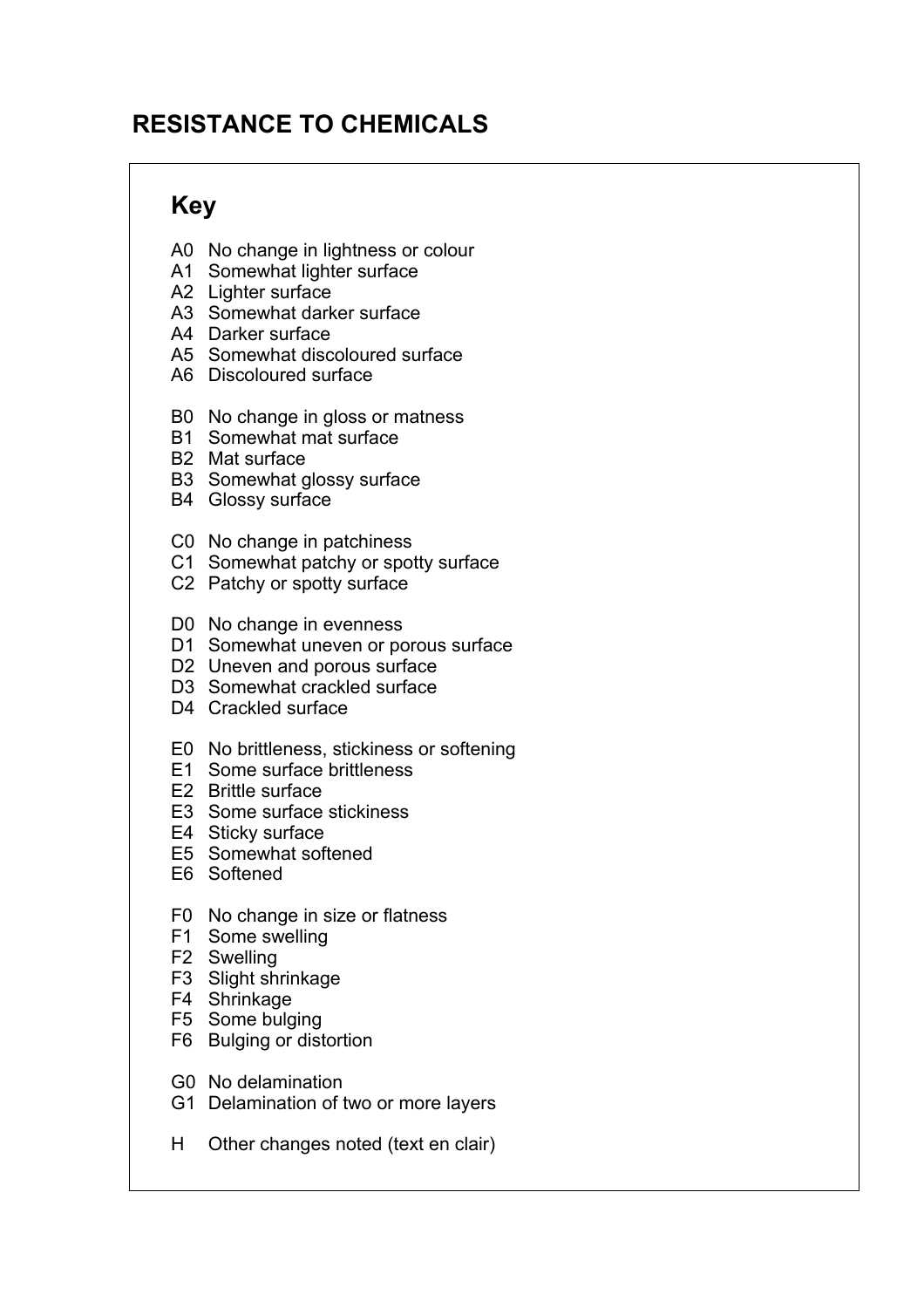# RESISTANCE TO CHEMICALS

## Key

A0 No change in lightness or colour
A1 Somewhat lighter surface
A2 Lighter surface
A3 Somewhat darker surface
A4 Darker surface
A5 Somewhat discoloured surface
A6 Discoloured surface

B0 No change in gloss or matness
B1 Somewhat mat surface
B2 Mat surface
B3 Somewhat glossy surface
B4 Glossy surface

C0 No change in patchiness
C1 Somewhat patchy or spotty surface
C2 Patchy or spotty surface

D0 No change in evenness
D1 Somewhat uneven or porous surface
D2 Uneven and porous surface
D3 Somewhat crackled surface
D4 Crackled surface

E0 No brittleness, stickiness or softening
E1 Some surface brittleness
E2 Brittle surface
E3 Some surface stickiness
E4 Sticky surface
E5 Somewhat softened
E6 Softened

F0 No change in size or flatness
F1 Some swelling
F2 Swelling
F3 Slight shrinkage
F4 Shrinkage
F5 Some bulging
F6 Bulging or distortion

G0 No delamination
G1 Delamination of two or more layers

H Other changes noted (text en clair)